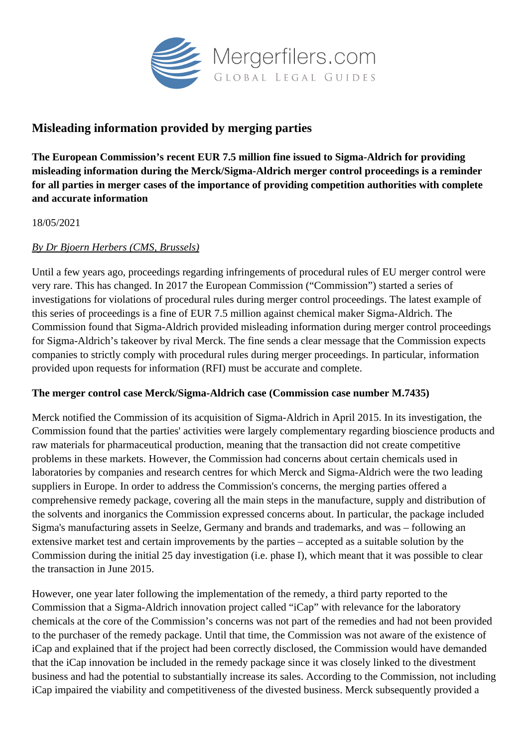# Misleading information provided by merging parties

**The European Commission's recent EUR 7.5 million fine issued to Sigma-Aldrich for providing misleading information during the Merck/Sigma-Aldrich merger control proceedings is a reminder for all parties in merger cases of the importance of providing competition authorities with complete and accurate information**

18/05/2021

*By Dr Bjoern Herbers (CMS, Brussels)*

Until a few years ago, proceedings regarding infringements of procedural rules of EU merger control were very rare. This has changed. In 2017 the European Commission ("Commission") started a series of investigations for violations of procedural rules during merger control proceedings. The latest example of this series of proceedings is a fine of EUR 7.5 million against chemical maker Sigma-Aldrich. The Commission found that Sigma-Aldrich provided misleading information during merger control proceedings for Sigma-Aldrich's takeover by rival Merck. The fine sends a clear message that the Commission expects companies to strictly comply with procedural rules during merger proceedings. In particular, information provided upon requests for information (RFI) must be accurate and complete.

**The merger control case Merck/Sigma-Aldrich case (Commission case number M.7435)**

Merck notified the Commission of its acquisition of Sigma-Aldrich in April 2015. In its investigation, the Commission found that the parties' activities were largely complementary regarding bioscience products and raw materials for pharmaceutical production, meaning that the transaction did not create competitive problems in these markets. However, the Commission had concerns about certain chemicals used in laboratories by companies and research centres for which Merck and Sigma-Aldrich were the two leading suppliers in Europe. In order to address the Commission's concerns, the merging parties offered a comprehensive remedy package, covering all the main steps in the manufacture, supply and distribution of the solvents and inorganics the Commission expressed concerns about. In particular, the package included Sigma's manufacturing assets in Seelze, Germany and brands and trademarks, and was – following an extensive market test and certain improvements by the parties – accepted as a suitable solution by the Commission during the initial 25 day investigation (i.e. phase I), which meant that it was possible to clear the transaction in June 2015.

However, one year later following the implementation of the remedy, a third party reported to the Commission that a Sigma-Aldrich innovation project called "iCap" with relevance for the laboratory chemicals at the core of the Commission's concerns was not part of the remedies and had not been provided to the purchaser of the remedy package. Until that time, the Commission was not aware of the existence of iCap and explained that if the project had been correctly disclosed, the Commission would have demanded that the iCap innovation be included in the remedy package since it was closely linked to the divestment business and had the potential to substantially increase its sales. According to the Commission, not including iCap impaired the viability and competitiveness of the divested business. Merck subsequently provided a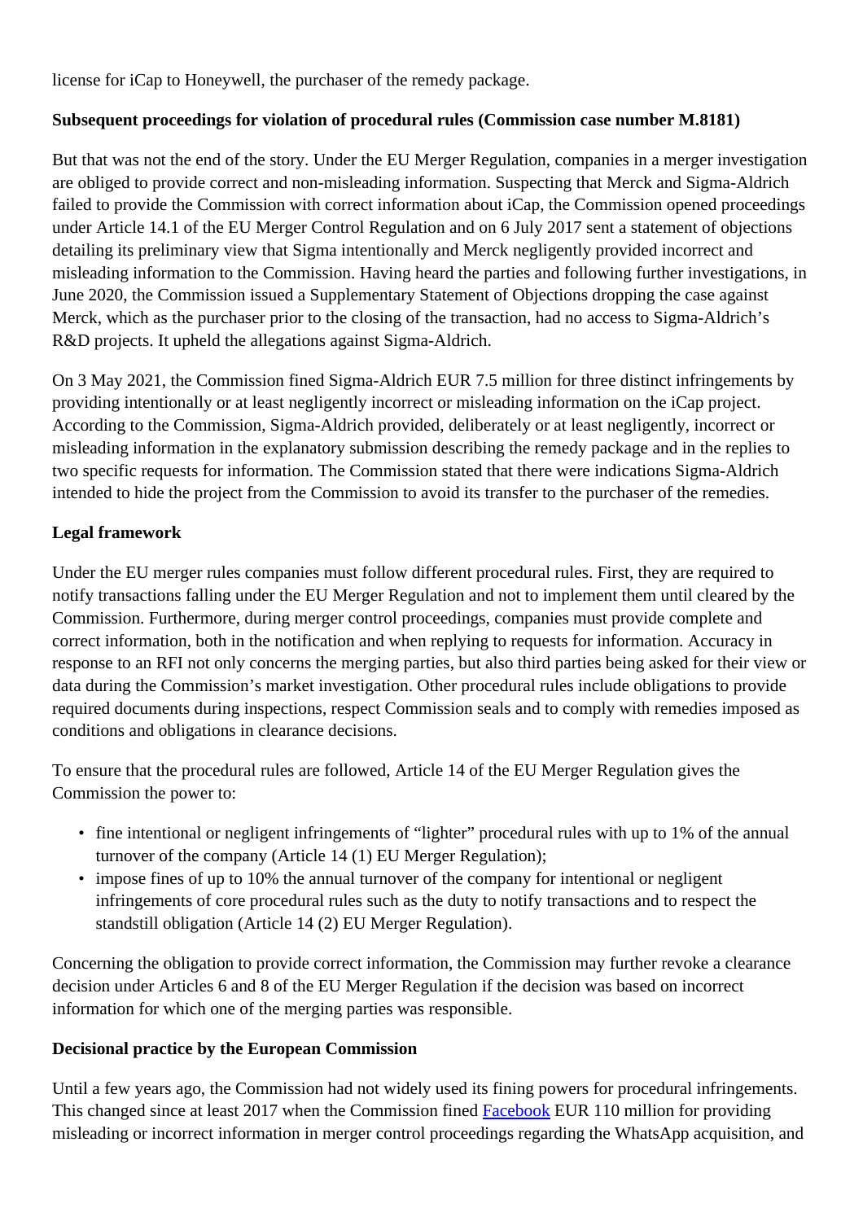license for iCap to Honeywell, the purchaser of the remedy package.

**Subsequent proceedings for violation of procedural rules (Commission case number M.8181)**

But that was not the end of the story. Under the EU Merger Regulation, companies in a merger investigation are obliged to provide correct and non-misleading information. Suspecting that Merck and Sigma-Aldrich failed to provide the Commission with correct information about iCap, the Commission opened proceedings under Article 14.1 of the EU Merger Control Regulation and on 6 July 2017 sent a statement of objections detailing its preliminary view that Sigma intentionally and Merck negligently provided incorrect and misleading information to the Commission. Having heard the parties and following further investigations, in June 2020, the Commission issued a Supplementary Statement of Objections dropping the case against Merck, which as the purchaser prior to the closing of the transaction, had no access to Sigma-Aldrich's R&D projects. It upheld the allegations against Sigma-Aldrich.

On 3 May 2021, the Commission fined Sigma-Aldrich EUR 7.5 million for three distinct infringements by providing intentionally or at least negligently incorrect or misleading information on the iCap project. According to the Commission, Sigma-Aldrich provided, deliberately or at least negligently, incorrect or misleading information in the explanatory submission describing the remedy package and in the replies to two specific requests for information. The Commission stated that there were indications Sigma-Aldrich intended to hide the project from the Commission to avoid its transfer to the purchaser of the remedies.

**Legal framework**

Under the EU merger rules companies must follow different procedural rules. First, they are required to notify transactions falling under the EU Merger Regulation and not to implement them until cleared by the Commission. Furthermore, during merger control proceedings, companies must provide complete and correct information, both in the notification and when replying to requests for information. Accuracy in response to an RFI not only concerns the merging parties, but also third parties being asked for their view or data during the Commission's market investigation. Other procedural rules include obligations to provide required documents during inspections, respect Commission seals and to comply with remedies imposed as conditions and obligations in clearance decisions.

To ensure that the procedural rules are followed, Article 14 of the EU Merger Regulation gives the Commission the power to:

- fine intentional or negligent infringements of "lighter" procedural rules with up to 1% of the annual turnover of the company (Article 14 (1) EU Merger Regulation);
- impose fines of up to 10% the annual turnover of the company for intentional or negligent infringements of core procedural rules such as the duty to notify transactions and to respect the standstill obligation (Article 14 (2) EU Merger Regulation).

Concerning the obligation to provide correct information, the Commission may further revoke a clearance decision under Articles 6 and 8 of the EU Merger Regulation if the decision was based on incorrect information for which one of the merging parties was responsible.

**Decisional practice by the European Commission**

Until a few years ago, the Commission had not widely used its fining powers for procedural infringements. This changed since at least 2017 when the Commission fined Facebook EUR 110 million for providing misleading or incorrect information in merger control proceedings regarding the WhatsApp acquisition, and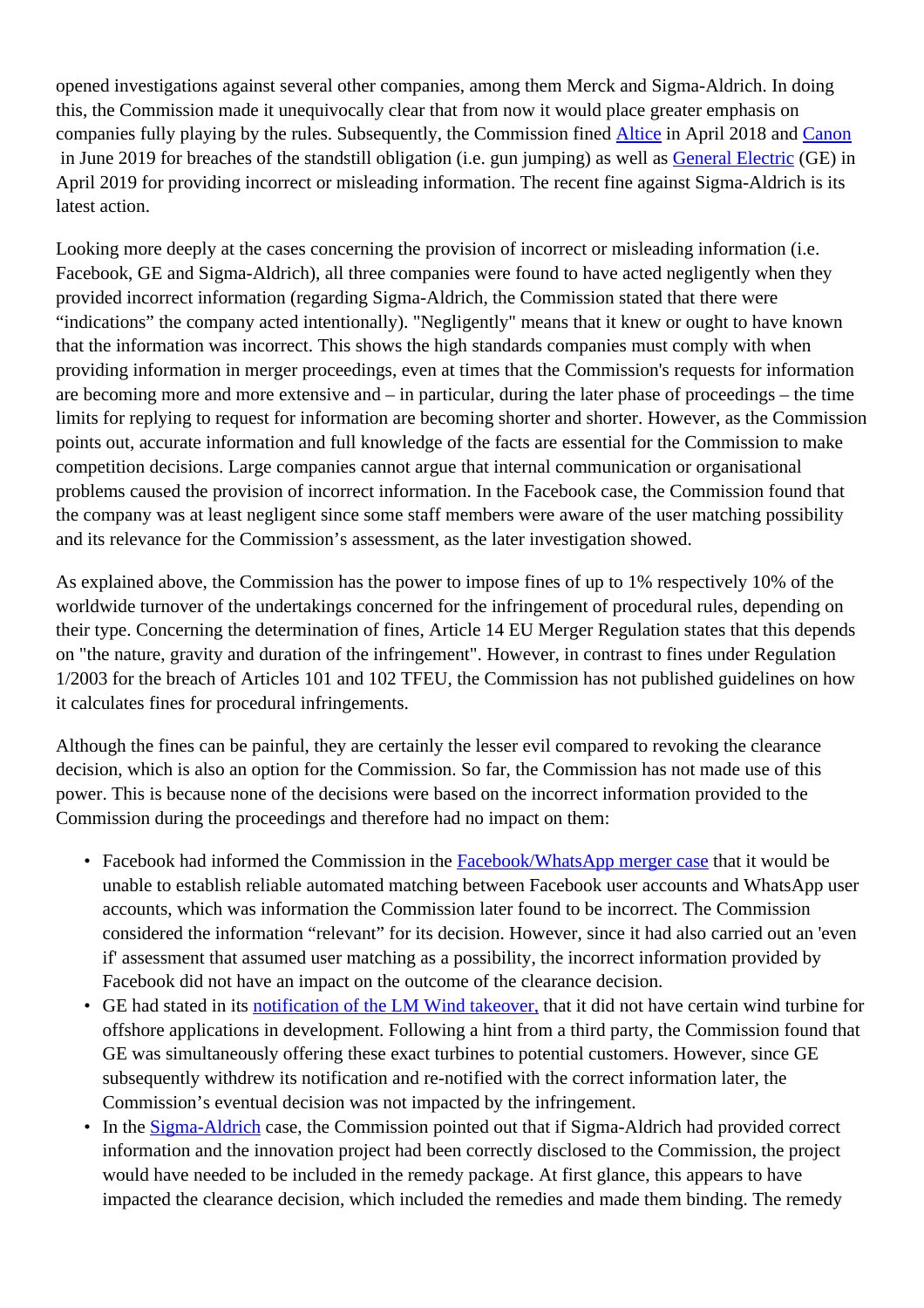opened investigations against several other companies, among them Merck and Sigma-Aldrich. In doing this, the Commission made it unequivocally clear that from now it would place greater emphasis on companies fully playing by the rules. Subsequently, the Commission fined Altice in April 2018 and Canon in June 2019 for breaches of the standstill obligation (i.e. gun jumping) as well as General Electric (GE) in April 2019 for providing incorrect or misleading information. The recent fine against Sigma-Aldrich is its latest action.

Looking more deeply at the cases concerning the provision of incorrect or misleading information (i.e. Facebook, GE and Sigma-Aldrich), all three companies were found to have acted negligently when they provided incorrect information (regarding Sigma-Aldrich, the Commission stated that there were "indications" the company acted intentionally). "Negligently" means that it knew or ought to have known that the information was incorrect. This shows the high standards companies must comply with when providing information in merger proceedings, even at times that the Commission's requests for information are becoming more and more extensive and – in particular, during the later phase of proceedings – the time limits for replying to request for information are becoming shorter and shorter. However, as the Commission points out, accurate information and full knowledge of the facts are essential for the Commission to make competition decisions. Large companies cannot argue that internal communication or organisational problems caused the provision of incorrect information. In the Facebook case, the Commission found that the company was at least negligent since some staff members were aware of the user matching possibility and its relevance for the Commission's assessment, as the later investigation showed.

As explained above, the Commission has the power to impose fines of up to 1% respectively 10% of the worldwide turnover of the undertakings concerned for the infringement of procedural rules, depending on their type. Concerning the determination of fines, Article 14 EU Merger Regulation states that this depends on "the nature, gravity and duration of the infringement". However, in contrast to fines under Regulation 1/2003 for the breach of Articles 101 and 102 TFEU, the Commission has not published guidelines on how it calculates fines for procedural infringements.

Although the fines can be painful, they are certainly the lesser evil compared to revoking the clearance decision, which is also an option for the Commission. So far, the Commission has not made use of this power. This is because none of the decisions were based on the incorrect information provided to the Commission during the proceedings and therefore had no impact on them:

- Facebook had informed the Commission in the Facebook/WhatsApp merger case that it would be unable to establish reliable automated matching between Facebook user accounts and WhatsApp user accounts, which was information the Commission later found to be incorrect. The Commission considered the information "relevant" for its decision. However, since it had also carried out an 'even if' assessment that assumed user matching as a possibility, the incorrect information provided by Facebook did not have an impact on the outcome of the clearance decision.
- GE had stated in its notification of the LM Wind takeover, that it did not have certain wind turbine for offshore applications in development. Following a hint from a third party, the Commission found that GE was simultaneously offering these exact turbines to potential customers. However, since GE subsequently withdrew its notification and re-notified with the correct information later, the Commission's eventual decision was not impacted by the infringement.
- In the Sigma-Aldrich case, the Commission pointed out that if Sigma-Aldrich had provided correct information and the innovation project had been correctly disclosed to the Commission, the project would have needed to be included in the remedy package. At first glance, this appears to have impacted the clearance decision, which included the remedies and made them binding. The remedy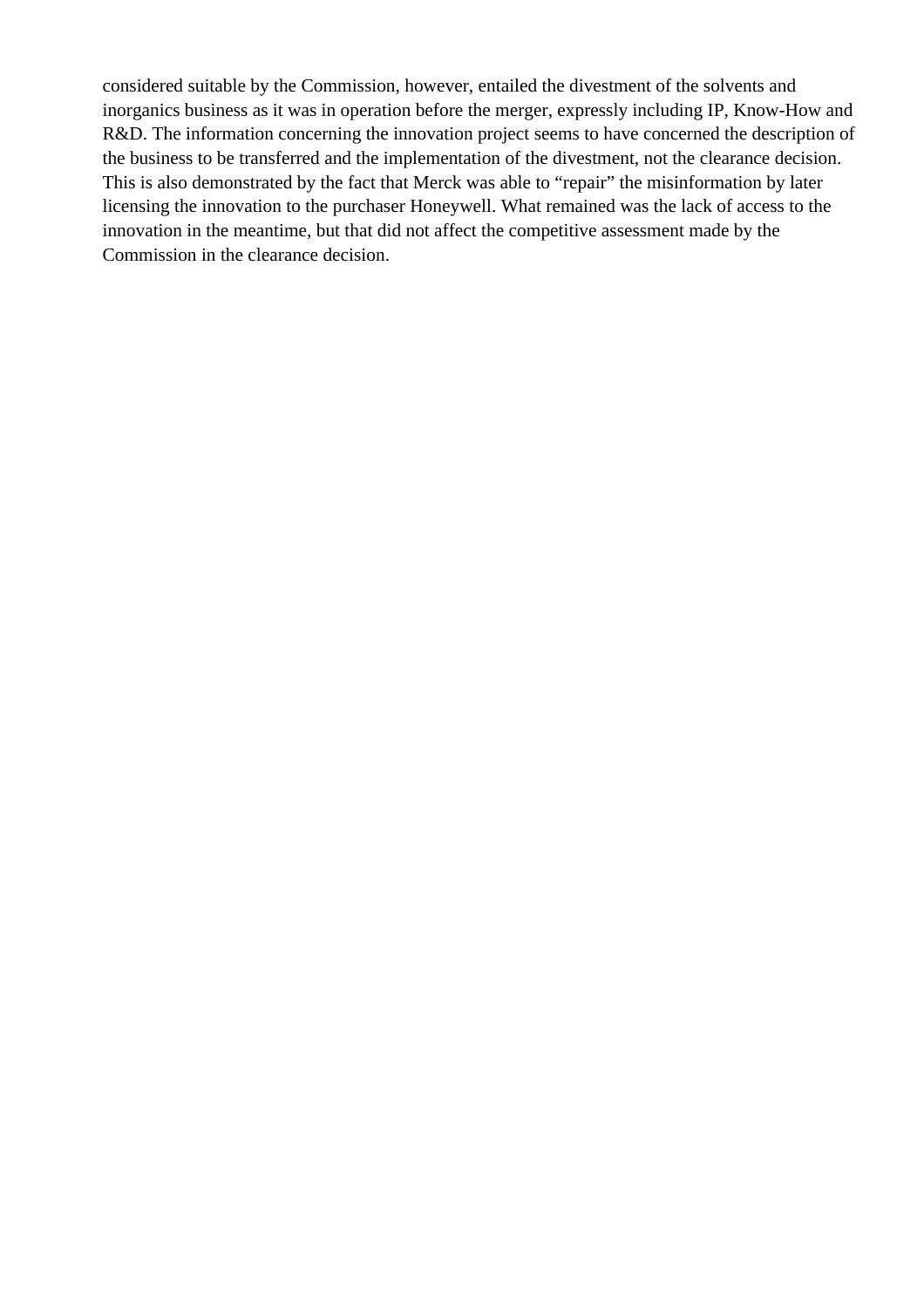considered suitable by the Commission, however, entailed the divestment of the solvents and inorganics business as it was in operation before the merger, expressly including IP, Know-How and R&D. The information concerning the innovation project seems to have concerned the description of the business to be transferred and the implementation of the divestment, not the clearance decision. This is also demonstrated by the fact that Merck was able to "repair" the misinformation by later licensing the innovation to the purchaser Honeywell. What remained was the lack of access to the innovation in the meantime, but that did not affect the competitive assessment made by the Commission in the clearance decision.